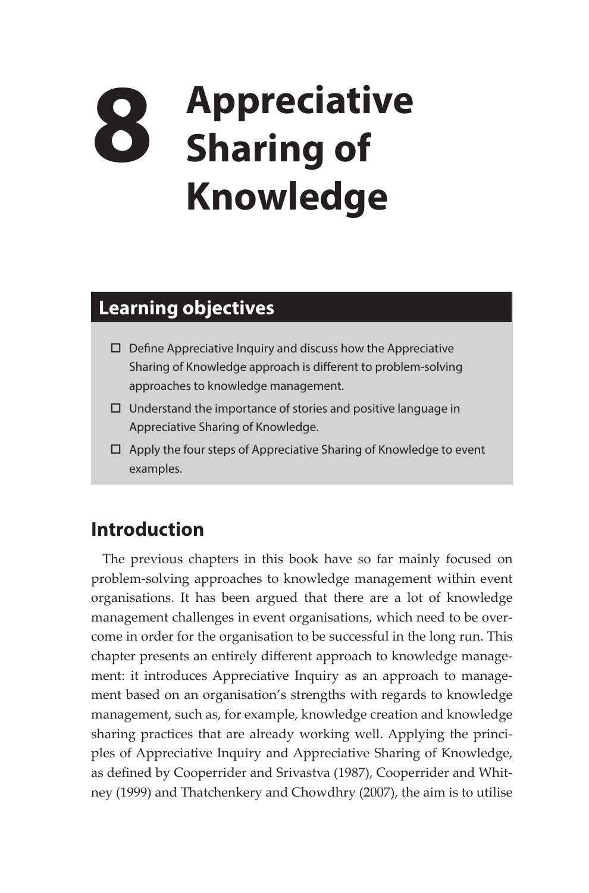# 8 Appreciative Sharing of Knowledge

## Learning objectives

- ☐ Define Appreciative Inquiry and discuss how the Appreciative Sharing of Knowledge approach is different to problem-solving approaches to knowledge management.
- ☐ Understand the importance of stories and positive language in Appreciative Sharing of Knowledge.
- ☐ Apply the four steps of Appreciative Sharing of Knowledge to event examples.

## Introduction

The previous chapters in this book have so far mainly focused on problem-solving approaches to knowledge management within event organisations. It has been argued that there are a lot of knowledge management challenges in event organisations, which need to be overcome in order for the organisation to be successful in the long run. This chapter presents an entirely different approach to knowledge management: it introduces Appreciative Inquiry as an approach to management based on an organisation's strengths with regards to knowledge management, such as, for example, knowledge creation and knowledge sharing practices that are already working well. Applying the principles of Appreciative Inquiry and Appreciative Sharing of Knowledge, as defined by Cooperrider and Srivastva (1987), Cooperrider and Whitney (1999) and Thatchenkery and Chowdhry (2007), the aim is to utilise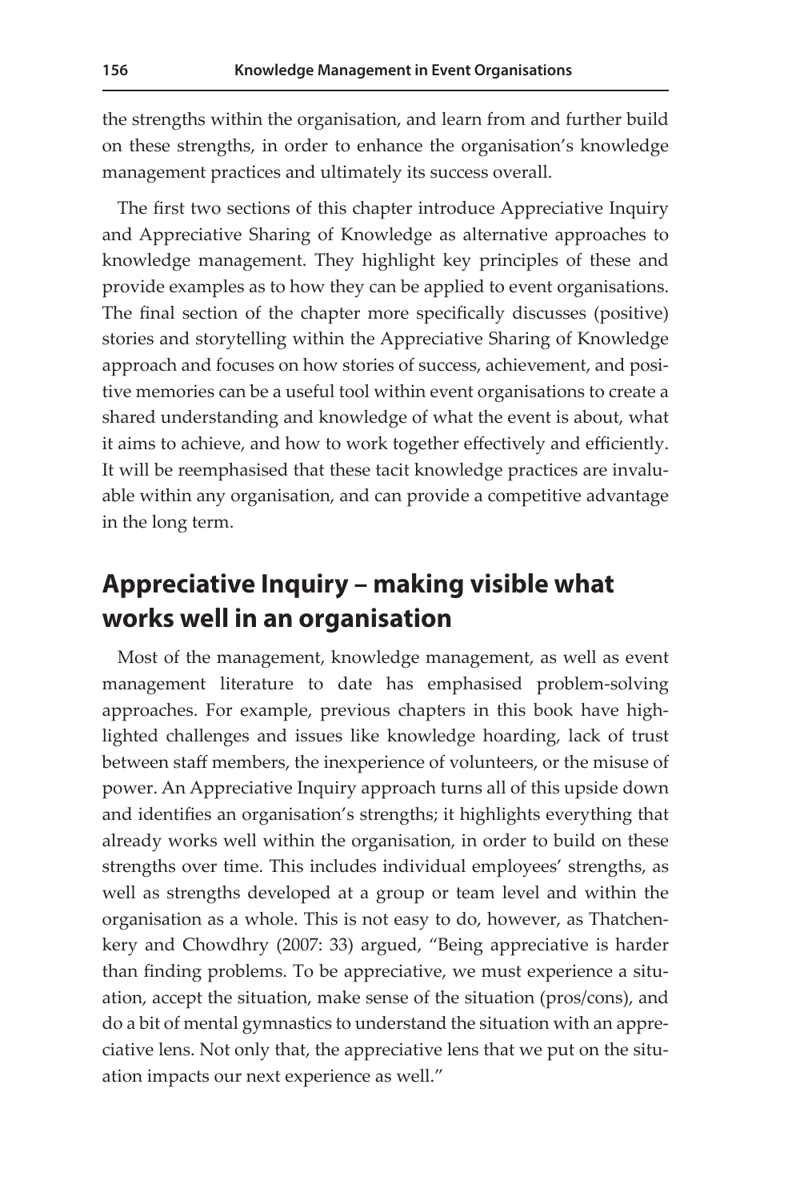the strengths within the organisation, and learn from and further build on these strengths, in order to enhance the organisation's knowledge management practices and ultimately its success overall.

The first two sections of this chapter introduce Appreciative Inquiry and Appreciative Sharing of Knowledge as alternative approaches to knowledge management. They highlight key principles of these and provide examples as to how they can be applied to event organisations. The final section of the chapter more specifically discusses (positive) stories and storytelling within the Appreciative Sharing of Knowledge approach and focuses on how stories of success, achievement, and positive memories can be a useful tool within event organisations to create a shared understanding and knowledge of what the event is about, what it aims to achieve, and how to work together effectively and efficiently. It will be reemphasised that these tacit knowledge practices are invaluable within any organisation, and can provide a competitive advantage in the long term.

## Appreciative Inquiry – making visible what works well in an organisation

Most of the management, knowledge management, as well as event management literature to date has emphasised problem-solving approaches. For example, previous chapters in this book have highlighted challenges and issues like knowledge hoarding, lack of trust between staff members, the inexperience of volunteers, or the misuse of power. An Appreciative Inquiry approach turns all of this upside down and identifies an organisation's strengths; it highlights everything that already works well within the organisation, in order to build on these strengths over time. This includes individual employees' strengths, as well as strengths developed at a group or team level and within the organisation as a whole. This is not easy to do, however, as Thatchenkery and Chowdhry (2007: 33) argued, "Being appreciative is harder than finding problems. To be appreciative, we must experience a situation, accept the situation, make sense of the situation (pros/cons), and do a bit of mental gymnastics to understand the situation with an appreciative lens. Not only that, the appreciative lens that we put on the situation impacts our next experience as well."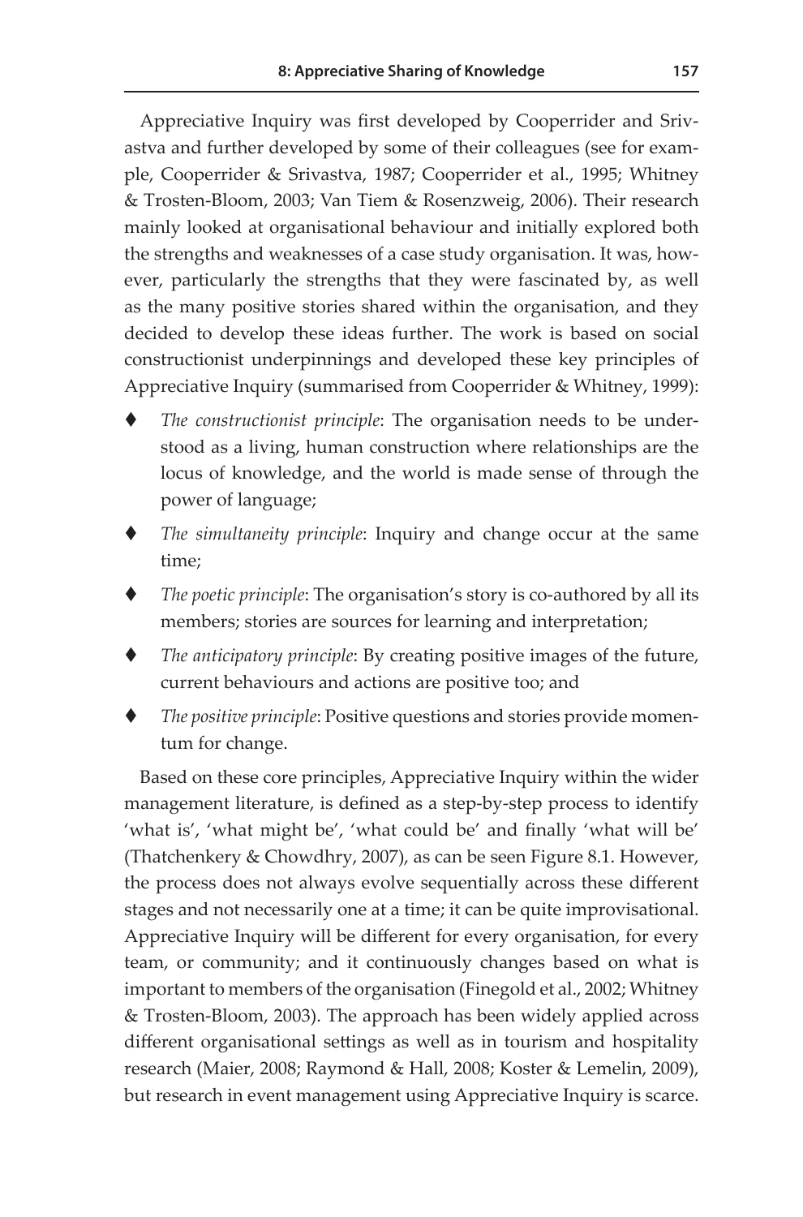Appreciative Inquiry was first developed by Cooperrider and Srivastva and further developed by some of their colleagues (see for example, Cooperrider & Srivastva, 1987; Cooperrider et al., 1995; Whitney & Trosten-Bloom, 2003; Van Tiem & Rosenzweig, 2006). Their research mainly looked at organisational behaviour and initially explored both the strengths and weaknesses of a case study organisation. It was, however, particularly the strengths that they were fascinated by, as well as the many positive stories shared within the organisation, and they decided to develop these ideas further. The work is based on social constructionist underpinnings and developed these key principles of Appreciative Inquiry (summarised from Cooperrider & Whitney, 1999):

- *The constructionist principle*: The organisation needs to be understood as a living, human construction where relationships are the locus of knowledge, and the world is made sense of through the power of language;
- *The simultaneity principle*: Inquiry and change occur at the same time;
- *The poetic principle*: The organisation's story is co-authored by all its members; stories are sources for learning and interpretation;
- *The anticipatory principle*: By creating positive images of the future, current behaviours and actions are positive too; and
- *The positive principle*: Positive questions and stories provide momentum for change.

Based on these core principles, Appreciative Inquiry within the wider management literature, is defined as a step-by-step process to identify 'what is', 'what might be', 'what could be' and finally 'what will be' (Thatchenkery & Chowdhry, 2007), as can be seen Figure 8.1. However, the process does not always evolve sequentially across these different stages and not necessarily one at a time; it can be quite improvisational. Appreciative Inquiry will be different for every organisation, for every team, or community; and it continuously changes based on what is important to members of the organisation (Finegold et al., 2002; Whitney & Trosten-Bloom, 2003). The approach has been widely applied across different organisational settings as well as in tourism and hospitality research (Maier, 2008; Raymond & Hall, 2008; Koster & Lemelin, 2009), but research in event management using Appreciative Inquiry is scarce.